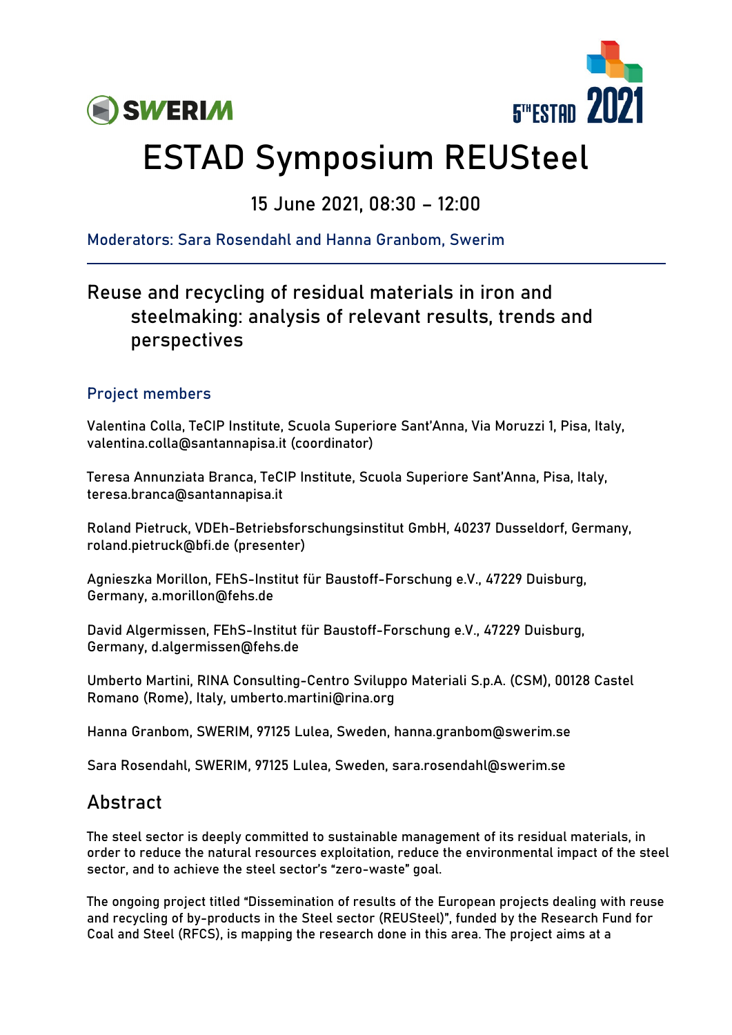# ESTAD Symposium REUSteel

15 June 2021, 08:30 – 12:00

Moderators: Sara Rosendahl and Hanna Granbom, Swerim

## Reuse and recycling of residual materials in iron and steelmaking: analysis of relevant results, trends and perspectives

### Project members

Valentina Colla, TeCIP Institute, Scuola Superiore Sant'Anna, Via Moruzzi 1, Pisa, Italy, valentina.colla@santannapisa.it (coordinator)

Teresa Annunziata Branca, TeCIP Institute, Scuola Superiore Sant'Anna, Pisa, Italy, teresa.branca@santannapisa.it

Roland Pietruck, VDEh-Betriebsforschungsinstitut GmbH, 40237 Dusseldorf, Germany, roland.pietruck@bfi.de (presenter)

Agnieszka Morillon, FEhS-Institut für Baustoff-Forschung e.V., 47229 Duisburg, Germany, a.morillon@fehs.de

David Algermissen, FEhS-Institut für Baustoff-Forschung e.V., 47229 Duisburg, Germany, d.algermissen@fehs.de

Umberto Martini, RINA Consulting-Centro Sviluppo Materiali S.p.A. (CSM), 00128 Castel Romano (Rome), Italy, umberto.martini@rina.org

Hanna Granbom, SWERIM, 97125 Lulea, Sweden, hanna.granbom@swerim.se

Sara Rosendahl, SWERIM, 97125 Lulea, Sweden, sara.rosendahl@swerim.se

## Abstract

The steel sector is deeply committed to sustainable management of its residual materials, in order to reduce the natural resources exploitation, reduce the environmental impact of the steel sector, and to achieve the steel sector's "zero-waste" goal.

The ongoing project titled "Dissemination of results of the European projects dealing with reuse and recycling of by-products in the Steel sector (REUSteel)", funded by the Research Fund for Coal and Steel (RFCS), is mapping the research done in this area. The project aims at a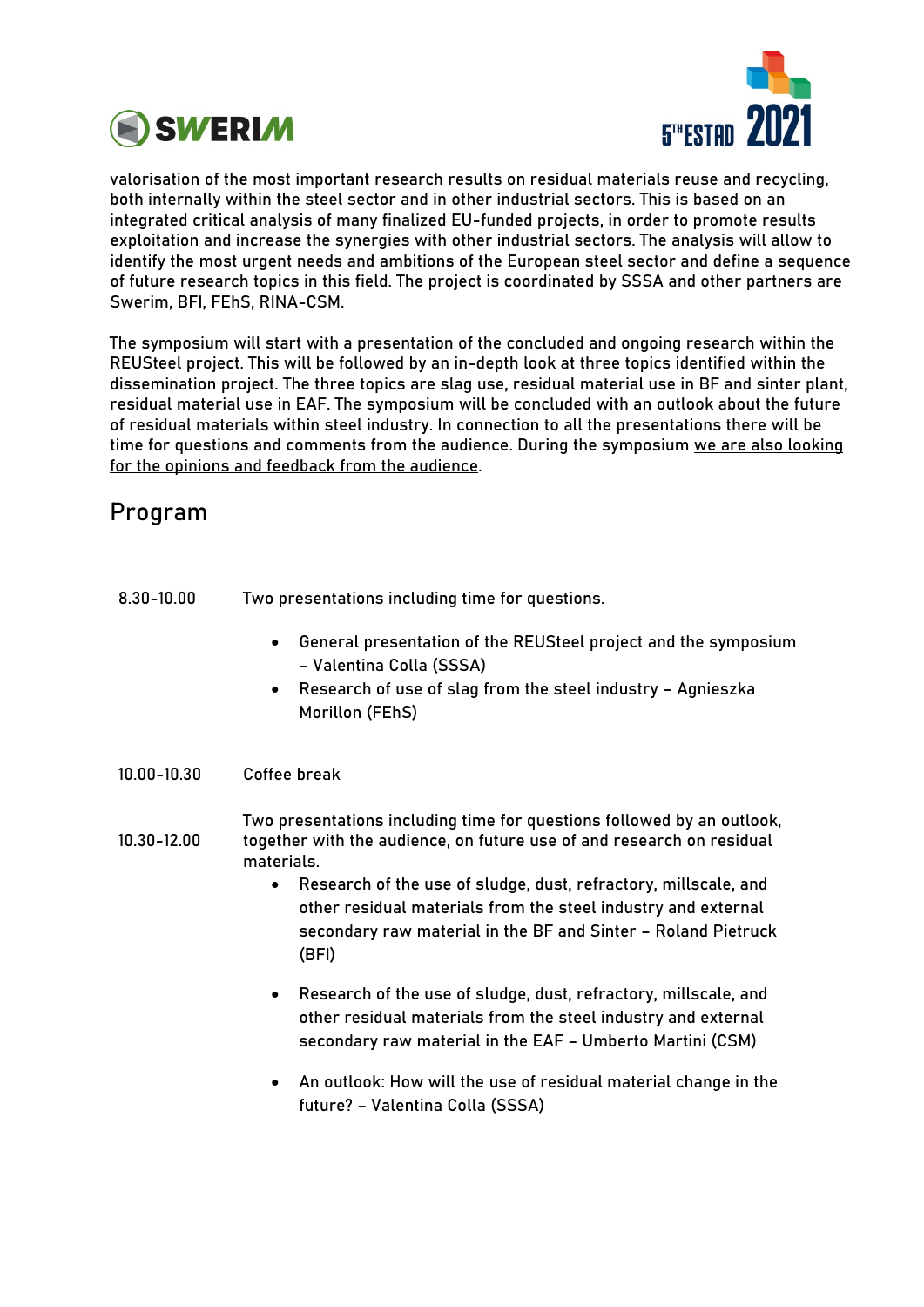valorisation of the most important research results on residual materials reuse and recycling, both internally within the steel sector and in other industrial sectors. This is based on an integrated critical analysis of many finalized EU-funded projects, in order to promote results exploitation and increase the synergies with other industrial sectors. The analysis will allow to identify the most urgent needs and ambitions of the European steel sector and define a sequence of future research topics in this field. The project is coordinated by SSSA and other partners are Swerim, BFI, FEhS, RINA-CSM.

The symposium will start with a presentation of the concluded and ongoing research within the REUSteel project. This will be followed by an in-depth look at three topics identified within the dissemination project. The three topics are slag use, residual material use in BF and sinter plant, residual material use in EAF. The symposium will be concluded with an outlook about the future of residual materials within steel industry. In connection to all the presentations there will be time for questions and comments from the audience. During the symposium we are also looking for the opinions and feedback from the audience.

## Program

**8.30-10.00** Two presentations including time for questions.

- General presentation of the REUSteel project and the symposium – Valentina Colla (SSSA)
- Research of use of slag from the steel industry – Agnieszka Morillon (FEhS)

**10.00-10.30** Coffee break

**10.30-12.00** Two presentations including time for questions followed by an outlook, together with the audience, on future use of and research on residual materials.

- Research of the use of sludge, dust, refractory, millscale, and other residual materials from the steel industry and external secondary raw material in the BF and Sinter – Roland Pietruck (BFI)
- Research of the use of sludge, dust, refractory, millscale, and other residual materials from the steel industry and external secondary raw material in the EAF – Umberto Martini (CSM)
- An outlook: How will the use of residual material change in the future? – Valentina Colla (SSSA)